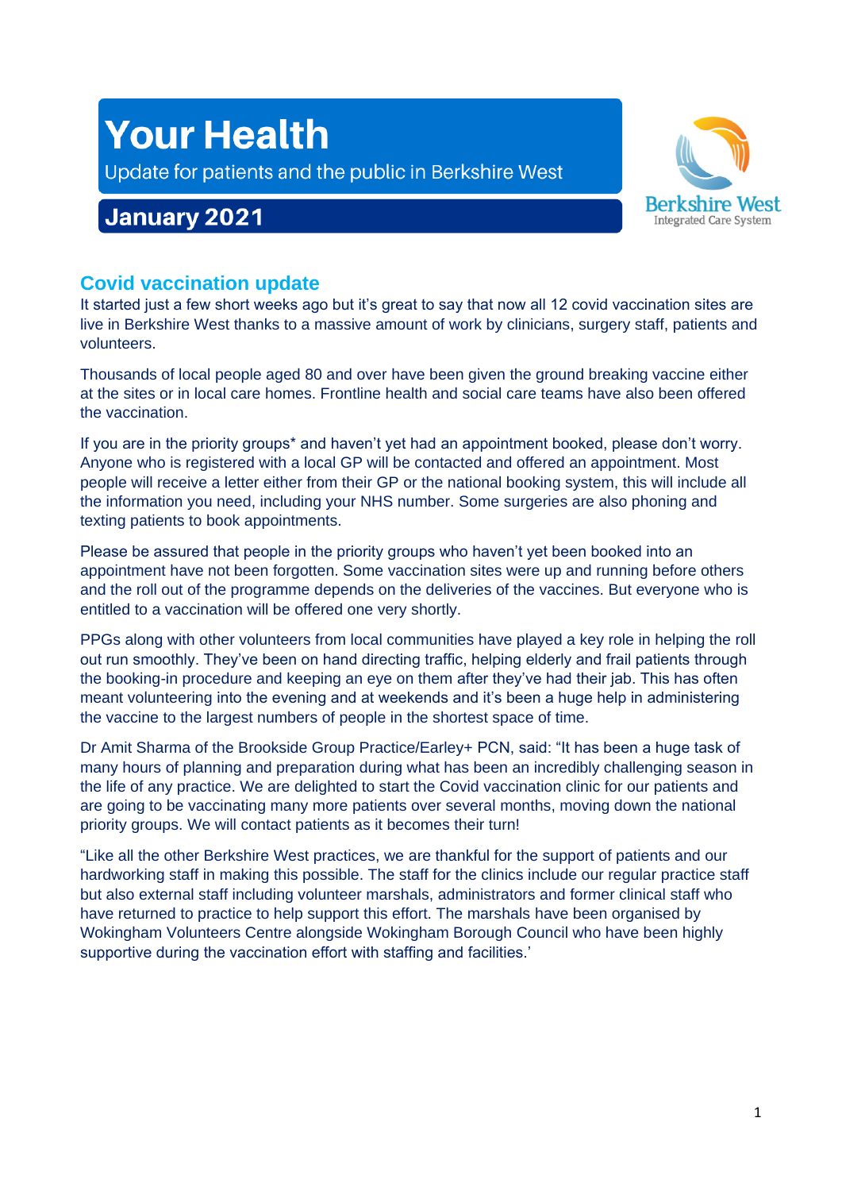# Your Health

Update for patients and the public in Berkshire West

**January 2021**

Berkshire West
Integrated Care System

## Covid vaccination update

It started just a few short weeks ago but it's great to say that now all 12 covid vaccination sites are live in Berkshire West thanks to a massive amount of work by clinicians, surgery staff, patients and volunteers.

Thousands of local people aged 80 and over have been given the ground breaking vaccine either at the sites or in local care homes. Frontline health and social care teams have also been offered the vaccination.

If you are in the priority groups* and haven't yet had an appointment booked, please don't worry. Anyone who is registered with a local GP will be contacted and offered an appointment. Most people will receive a letter either from their GP or the national booking system, this will include all the information you need, including your NHS number. Some surgeries are also phoning and texting patients to book appointments.

Please be assured that people in the priority groups who haven't yet been booked into an appointment have not been forgotten. Some vaccination sites were up and running before others and the roll out of the programme depends on the deliveries of the vaccines. But everyone who is entitled to a vaccination will be offered one very shortly.

PPGs along with other volunteers from local communities have played a key role in helping the roll out run smoothly. They've been on hand directing traffic, helping elderly and frail patients through the booking-in procedure and keeping an eye on them after they've had their jab. This has often meant volunteering into the evening and at weekends and it's been a huge help in administering the vaccine to the largest numbers of people in the shortest space of time.

Dr Amit Sharma of the Brookside Group Practice/Earley+ PCN, said: "It has been a huge task of many hours of planning and preparation during what has been an incredibly challenging season in the life of any practice. We are delighted to start the Covid vaccination clinic for our patients and are going to be vaccinating many more patients over several months, moving down the national priority groups. We will contact patients as it becomes their turn!

"Like all the other Berkshire West practices, we are thankful for the support of patients and our hardworking staff in making this possible. The staff for the clinics include our regular practice staff but also external staff including volunteer marshals, administrators and former clinical staff who have returned to practice to help support this effort. The marshals have been organised by Wokingham Volunteers Centre alongside Wokingham Borough Council who have been highly supportive during the vaccination effort with staffing and facilities.'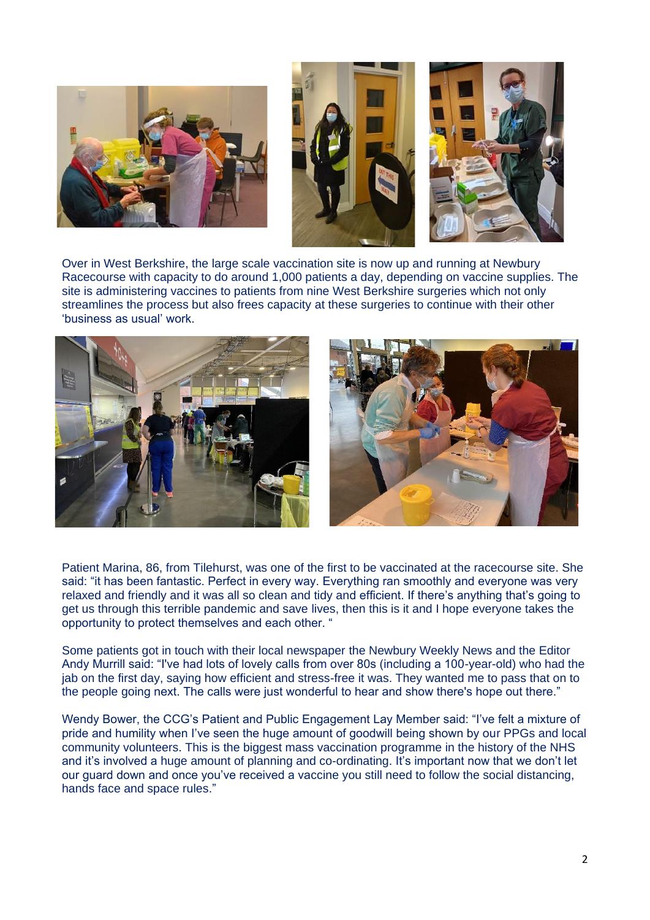Over in West Berkshire, the large scale vaccination site is now up and running at Newbury Racecourse with capacity to do around 1,000 patients a day, depending on vaccine supplies. The site is administering vaccines to patients from nine West Berkshire surgeries which not only streamlines the process but also frees capacity at these surgeries to continue with their other 'business as usual' work.

Patient Marina, 86, from Tilehurst, was one of the first to be vaccinated at the racecourse site. She said: "it has been fantastic. Perfect in every way. Everything ran smoothly and everyone was very relaxed and friendly and it was all so clean and tidy and efficient. If there's anything that's going to get us through this terrible pandemic and save lives, then this is it and I hope everyone takes the opportunity to protect themselves and each other. "

Some patients got in touch with their local newspaper the Newbury Weekly News and the Editor Andy Murrill said: "I've had lots of lovely calls from over 80s (including a 100-year-old) who had the jab on the first day, saying how efficient and stress-free it was. They wanted me to pass that on to the people going next. The calls were just wonderful to hear and show there's hope out there."

Wendy Bower, the CCG's Patient and Public Engagement Lay Member said: "I've felt a mixture of pride and humility when I've seen the huge amount of goodwill being shown by our PPGs and local community volunteers. This is the biggest mass vaccination programme in the history of the NHS and it's involved a huge amount of planning and co-ordinating. It's important now that we don't let our guard down and once you've received a vaccine you still need to follow the social distancing, hands face and space rules."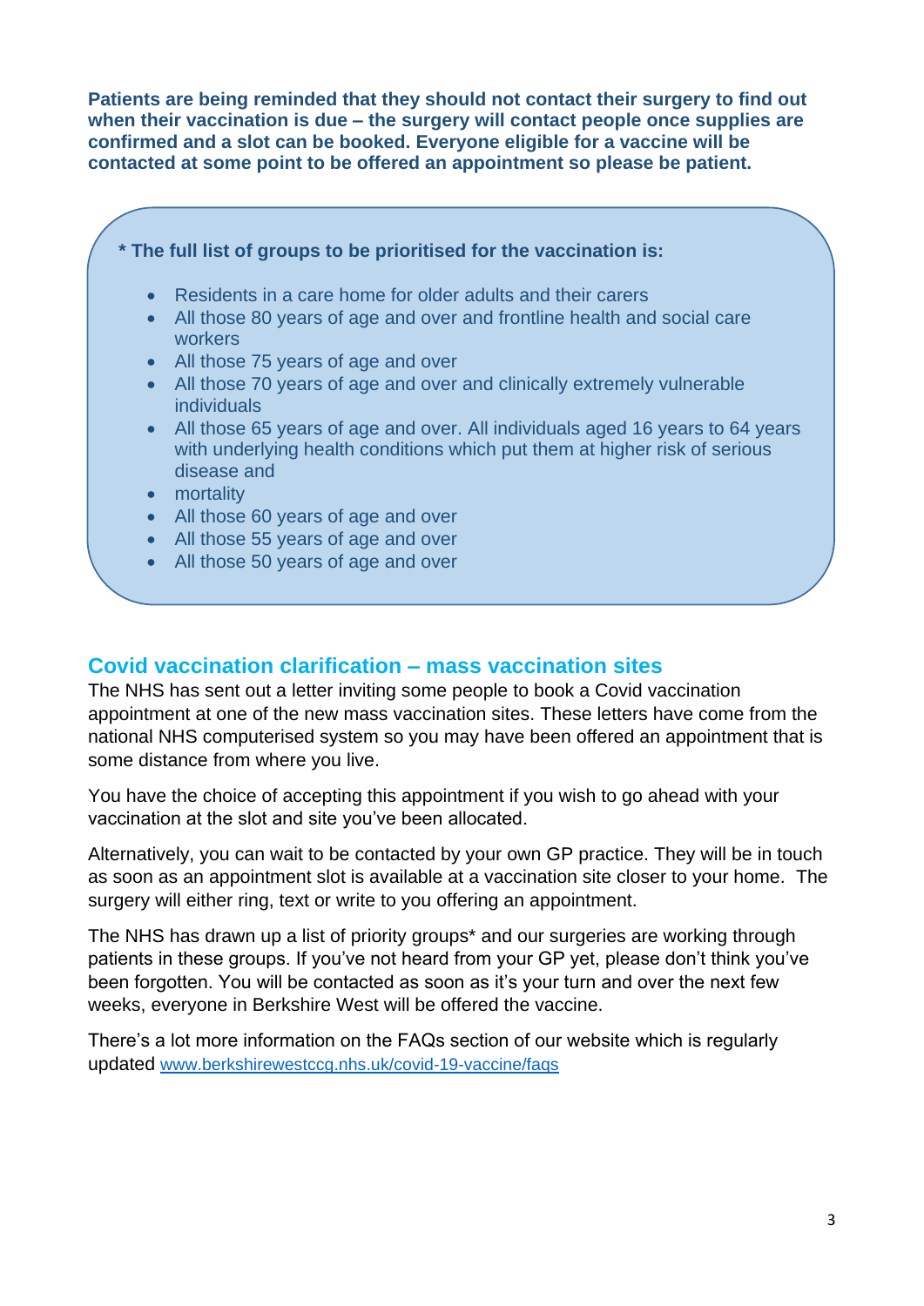**Patients are being reminded that they should not contact their surgery to find out when their vaccination is due – the surgery will contact people once supplies are confirmed and a slot can be booked. Everyone eligible for a vaccine will be contacted at some point to be offered an appointment so please be patient.**

**\* The full list of groups to be prioritised for the vaccination is:**

- Residents in a care home for older adults and their carers
- All those 80 years of age and over and frontline health and social care workers
- All those 75 years of age and over
- All those 70 years of age and over and clinically extremely vulnerable individuals
- All those 65 years of age and over. All individuals aged 16 years to 64 years with underlying health conditions which put them at higher risk of serious disease and
- mortality
- All those 60 years of age and over
- All those 55 years of age and over
- All those 50 years of age and over

## Covid vaccination clarification – mass vaccination sites

The NHS has sent out a letter inviting some people to book a Covid vaccination appointment at one of the new mass vaccination sites. These letters have come from the national NHS computerised system so you may have been offered an appointment that is some distance from where you live.

You have the choice of accepting this appointment if you wish to go ahead with your vaccination at the slot and site you've been allocated.

Alternatively, you can wait to be contacted by your own GP practice. They will be in touch as soon as an appointment slot is available at a vaccination site closer to your home. The surgery will either ring, text or write to you offering an appointment.

The NHS has drawn up a list of priority groups* and our surgeries are working through patients in these groups. If you've not heard from your GP yet, please don't think you've been forgotten. You will be contacted as soon as it's your turn and over the next few weeks, everyone in Berkshire West will be offered the vaccine.

There's a lot more information on the FAQs section of our website which is regularly updated [www.berkshirewestccg.nhs.uk/covid-19-vaccine/faqs](http://www.berkshirewestccg.nhs.uk/covid-19-vaccine/faqs)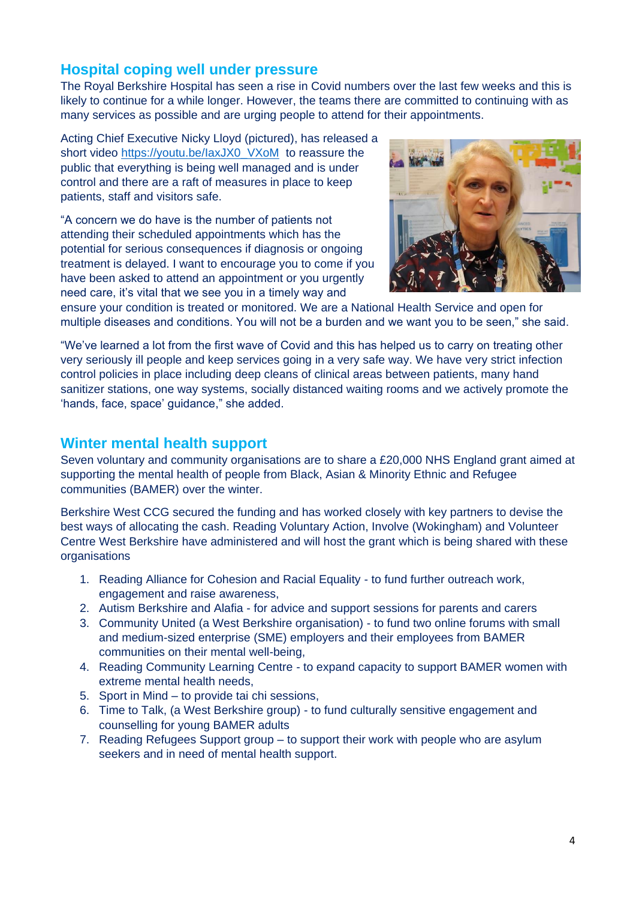## Hospital coping well under pressure

The Royal Berkshire Hospital has seen a rise in Covid numbers over the last few weeks and this is likely to continue for a while longer. However, the teams there are committed to continuing with as many services as possible and are urging people to attend for their appointments.

Acting Chief Executive Nicky Lloyd (pictured), has released a short video https://youtu.be/IaxJX0_VXoM to reassure the public that everything is being well managed and is under control and there are a raft of measures in place to keep patients, staff and visitors safe.

"A concern we do have is the number of patients not attending their scheduled appointments which has the potential for serious consequences if diagnosis or ongoing treatment is delayed. I want to encourage you to come if you have been asked to attend an appointment or you urgently need care, it's vital that we see you in a timely way and ensure your condition is treated or monitored. We are a National Health Service and open for multiple diseases and conditions. You will not be a burden and we want you to be seen," she said.

"We've learned a lot from the first wave of Covid and this has helped us to carry on treating other very seriously ill people and keep services going in a very safe way. We have very strict infection control policies in place including deep cleans of clinical areas between patients, many hand sanitizer stations, one way systems, socially distanced waiting rooms and we actively promote the 'hands, face, space' guidance," she added.

## Winter mental health support

Seven voluntary and community organisations are to share a £20,000 NHS England grant aimed at supporting the mental health of people from Black, Asian & Minority Ethnic and Refugee communities (BAMER) over the winter.

Berkshire West CCG secured the funding and has worked closely with key partners to devise the best ways of allocating the cash. Reading Voluntary Action, Involve (Wokingham) and Volunteer Centre West Berkshire have administered and will host the grant which is being shared with these organisations

1. Reading Alliance for Cohesion and Racial Equality - to fund further outreach work, engagement and raise awareness,
2. Autism Berkshire and Alafia - for advice and support sessions for parents and carers
3. Community United (a West Berkshire organisation) - to fund two online forums with small and medium-sized enterprise (SME) employers and their employees from BAMER communities on their mental well-being,
4. Reading Community Learning Centre - to expand capacity to support BAMER women with extreme mental health needs,
5. Sport in Mind – to provide tai chi sessions,
6. Time to Talk, (a West Berkshire group) - to fund culturally sensitive engagement and counselling for young BAMER adults
7. Reading Refugees Support group – to support their work with people who are asylum seekers and in need of mental health support.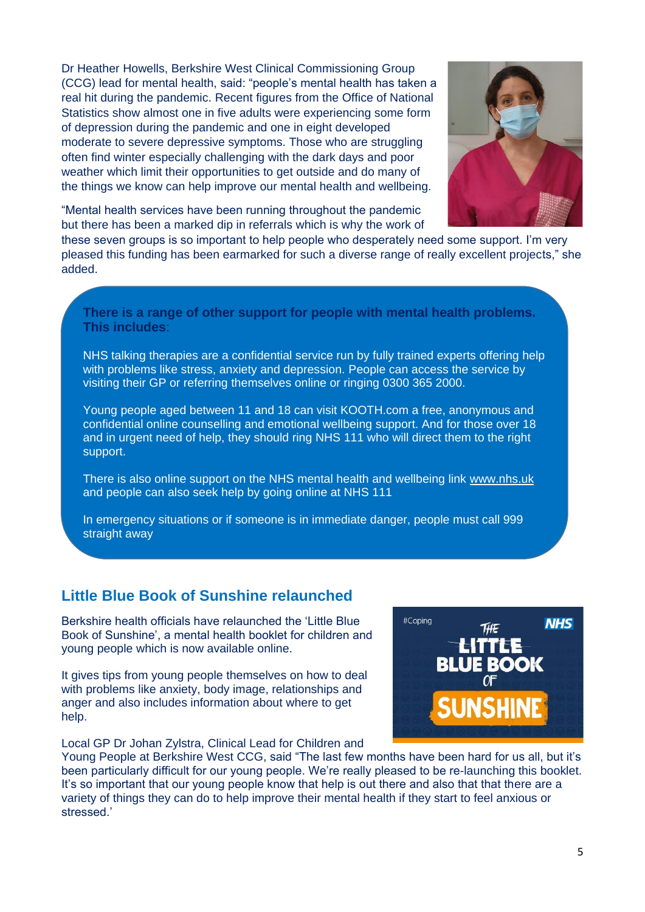Dr Heather Howells, Berkshire West Clinical Commissioning Group (CCG) lead for mental health, said: "people's mental health has taken a real hit during the pandemic. Recent figures from the Office of National Statistics show almost one in five adults were experiencing some form of depression during the pandemic and one in eight developed moderate to severe depressive symptoms. Those who are struggling often find winter especially challenging with the dark days and poor weather which limit their opportunities to get outside and do many of the things we know can help improve our mental health and wellbeing.

"Mental health services have been running throughout the pandemic but there has been a marked dip in referrals which is why the work of these seven groups is so important to help people who desperately need some support. I'm very pleased this funding has been earmarked for such a diverse range of really excellent projects," she added.

**There is a range of other support for people with mental health problems. This includes**:

NHS talking therapies are a confidential service run by fully trained experts offering help with problems like stress, anxiety and depression. People can access the service by visiting their GP or referring themselves online or ringing 0300 365 2000.

Young people aged between 11 and 18 can visit KOOTH.com a free, anonymous and confidential online counselling and emotional wellbeing support. And for those over 18 and in urgent need of help, they should ring NHS 111 who will direct them to the right support.

There is also online support on the NHS mental health and wellbeing link www.nhs.uk and people can also seek help by going online at NHS 111

In emergency situations or if someone is in immediate danger, people must call 999 straight away

## Little Blue Book of Sunshine relaunched

Berkshire health officials have relaunched the 'Little Blue Book of Sunshine', a mental health booklet for children and young people which is now available online.

It gives tips from young people themselves on how to deal with problems like anxiety, body image, relationships and anger and also includes information about where to get help.

Local GP Dr Johan Zylstra, Clinical Lead for Children and Young People at Berkshire West CCG, said "The last few months have been hard for us all, but it's been particularly difficult for our young people. We're really pleased to be re-launching this booklet. It's so important that our young people know that help is out there and also that that there are a variety of things they can do to help improve their mental health if they start to feel anxious or stressed.'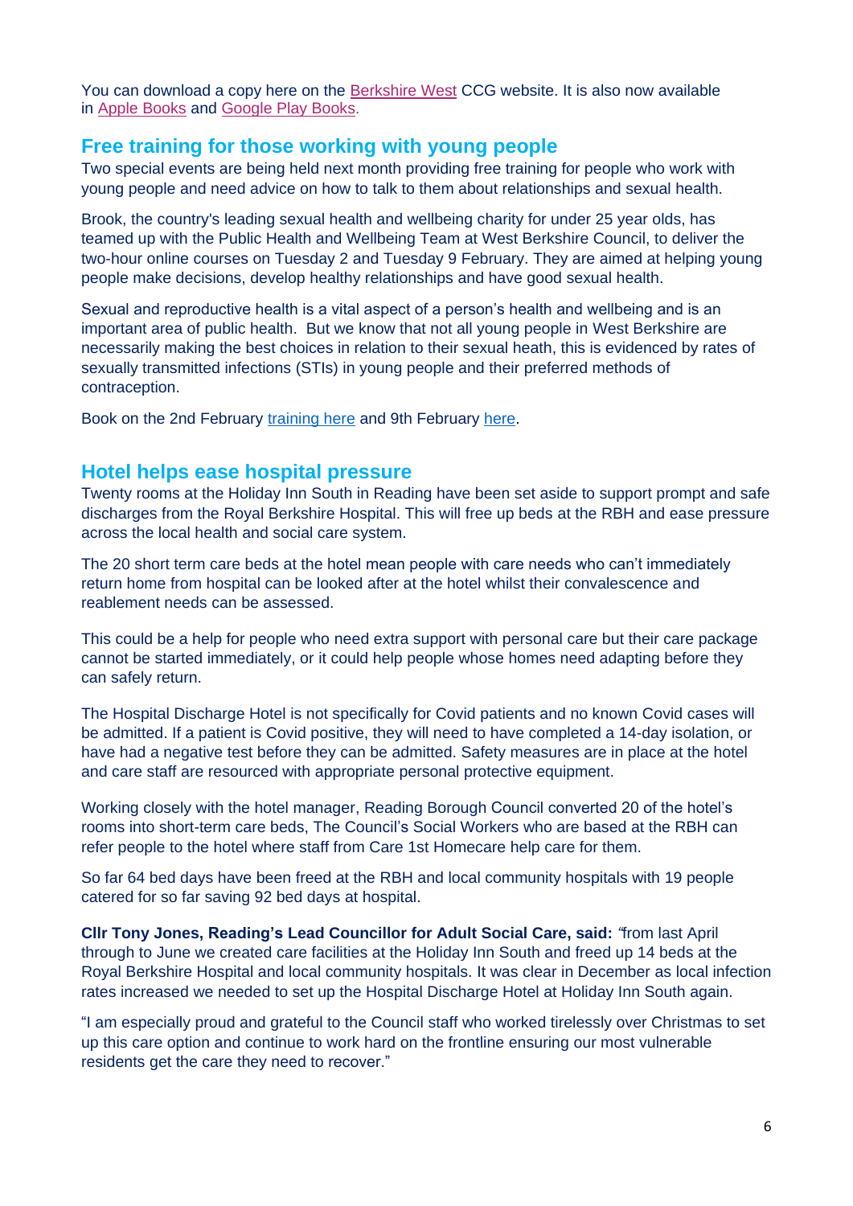You can download a copy here on the Berkshire West CCG website. It is also now available in Apple Books and Google Play Books.

## Free training for those working with young people

Two special events are being held next month providing free training for people who work with young people and need advice on how to talk to them about relationships and sexual health.

Brook, the country's leading sexual health and wellbeing charity for under 25 year olds, has teamed up with the Public Health and Wellbeing Team at West Berkshire Council, to deliver the two-hour online courses on Tuesday 2 and Tuesday 9 February. They are aimed at helping young people make decisions, develop healthy relationships and have good sexual health.

Sexual and reproductive health is a vital aspect of a person's health and wellbeing and is an important area of public health. But we know that not all young people in West Berkshire are necessarily making the best choices in relation to their sexual heath, this is evidenced by rates of sexually transmitted infections (STIs) in young people and their preferred methods of contraception.

Book on the 2nd February training here and 9th February here.

## Hotel helps ease hospital pressure

Twenty rooms at the Holiday Inn South in Reading have been set aside to support prompt and safe discharges from the Royal Berkshire Hospital. This will free up beds at the RBH and ease pressure across the local health and social care system.

The 20 short term care beds at the hotel mean people with care needs who can't immediately return home from hospital can be looked after at the hotel whilst their convalescence and reablement needs can be assessed.

This could be a help for people who need extra support with personal care but their care package cannot be started immediately, or it could help people whose homes need adapting before they can safely return.

The Hospital Discharge Hotel is not specifically for Covid patients and no known Covid cases will be admitted. If a patient is Covid positive, they will need to have completed a 14-day isolation, or have had a negative test before they can be admitted. Safety measures are in place at the hotel and care staff are resourced with appropriate personal protective equipment.

Working closely with the hotel manager, Reading Borough Council converted 20 of the hotel's rooms into short-term care beds, The Council's Social Workers who are based at the RBH can refer people to the hotel where staff from Care 1st Homecare help care for them.

So far 64 bed days have been freed at the RBH and local community hospitals with 19 people catered for so far saving 92 bed days at hospital.

**Cllr Tony Jones, Reading's Lead Councillor for Adult Social Care, said:** "from last April through to June we created care facilities at the Holiday Inn South and freed up 14 beds at the Royal Berkshire Hospital and local community hospitals. It was clear in December as local infection rates increased we needed to set up the Hospital Discharge Hotel at Holiday Inn South again.

"I am especially proud and grateful to the Council staff who worked tirelessly over Christmas to set up this care option and continue to work hard on the frontline ensuring our most vulnerable residents get the care they need to recover."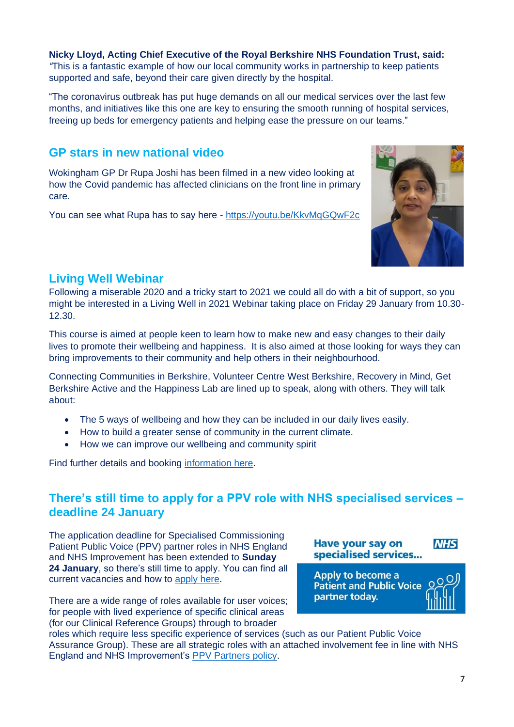**Nicky Lloyd, Acting Chief Executive of the Royal Berkshire NHS Foundation Trust, said:** *"*This is a fantastic example of how our local community works in partnership to keep patients supported and safe, beyond their care given directly by the hospital.

"The coronavirus outbreak has put huge demands on all our medical services over the last few months, and initiatives like this one are key to ensuring the smooth running of hospital services, freeing up beds for emergency patients and helping ease the pressure on our teams."

## GP stars in new national video

Wokingham GP Dr Rupa Joshi has been filmed in a new video looking at how the Covid pandemic has affected clinicians on the front line in primary care.

You can see what Rupa has to say here - https://youtu.be/KkvMqGQwF2c

## Living Well Webinar

Following a miserable 2020 and a tricky start to 2021 we could all do with a bit of support, so you might be interested in a Living Well in 2021 Webinar taking place on Friday 29 January from 10.30-12.30.

This course is aimed at people keen to learn how to make new and easy changes to their daily lives to promote their wellbeing and happiness. It is also aimed at those looking for ways they can bring improvements to their community and help others in their neighbourhood.

Connecting Communities in Berkshire, Volunteer Centre West Berkshire, Recovery in Mind, Get Berkshire Active and the Happiness Lab are lined up to speak, along with others. They will talk about:

- The 5 ways of wellbeing and how they can be included in our daily lives easily.
- How to build a greater sense of community in the current climate.
- How we can improve our wellbeing and community spirit

Find further details and booking information here.

## There's still time to apply for a PPV role with NHS specialised services – deadline 24 January

The application deadline for Specialised Commissioning Patient Public Voice (PPV) partner roles in NHS England and NHS Improvement has been extended to **Sunday 24 January**, so there's still time to apply. You can find all current vacancies and how to apply here.

Have your say on specialised services... NHS

Apply to become a Patient and Public Voice partner today.

There are a wide range of roles available for user voices; for people with lived experience of specific clinical areas (for our Clinical Reference Groups) through to broader roles which require less specific experience of services (such as our Patient Public Voice Assurance Group). These are all strategic roles with an attached involvement fee in line with NHS England and NHS Improvement's PPV Partners policy.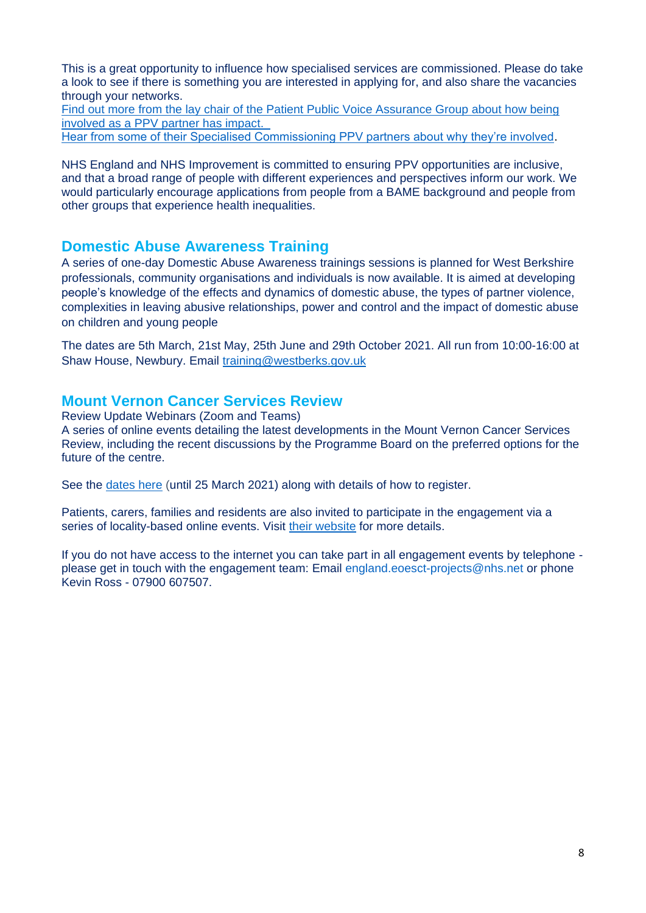This is a great opportunity to influence how specialised services are commissioned. Please do take a look to see if there is something you are interested in applying for, and also share the vacancies through your networks.
Find out more from the lay chair of the Patient Public Voice Assurance Group about how being involved as a PPV partner has impact.
Hear from some of their Specialised Commissioning PPV partners about why they're involved.

NHS England and NHS Improvement is committed to ensuring PPV opportunities are inclusive, and that a broad range of people with different experiences and perspectives inform our work. We would particularly encourage applications from people from a BAME background and people from other groups that experience health inequalities.

## Domestic Abuse Awareness Training

A series of one-day Domestic Abuse Awareness trainings sessions is planned for West Berkshire professionals, community organisations and individuals is now available. It is aimed at developing people's knowledge of the effects and dynamics of domestic abuse, the types of partner violence, complexities in leaving abusive relationships, power and control and the impact of domestic abuse on children and young people

The dates are 5th March, 21st May, 25th June and 29th October 2021. All run from 10:00-16:00 at Shaw House, Newbury. Email training@westberks.gov.uk

## Mount Vernon Cancer Services Review

Review Update Webinars (Zoom and Teams)
A series of online events detailing the latest developments in the Mount Vernon Cancer Services Review, including the recent discussions by the Programme Board on the preferred options for the future of the centre.

See the dates here (until 25 March 2021) along with details of how to register.

Patients, carers, families and residents are also invited to participate in the engagement via a series of locality-based online events. Visit their website for more details.

If you do not have access to the internet you can take part in all engagement events by telephone - please get in touch with the engagement team: Email england.eoesct-projects@nhs.net or phone Kevin Ross - 07900 607507.